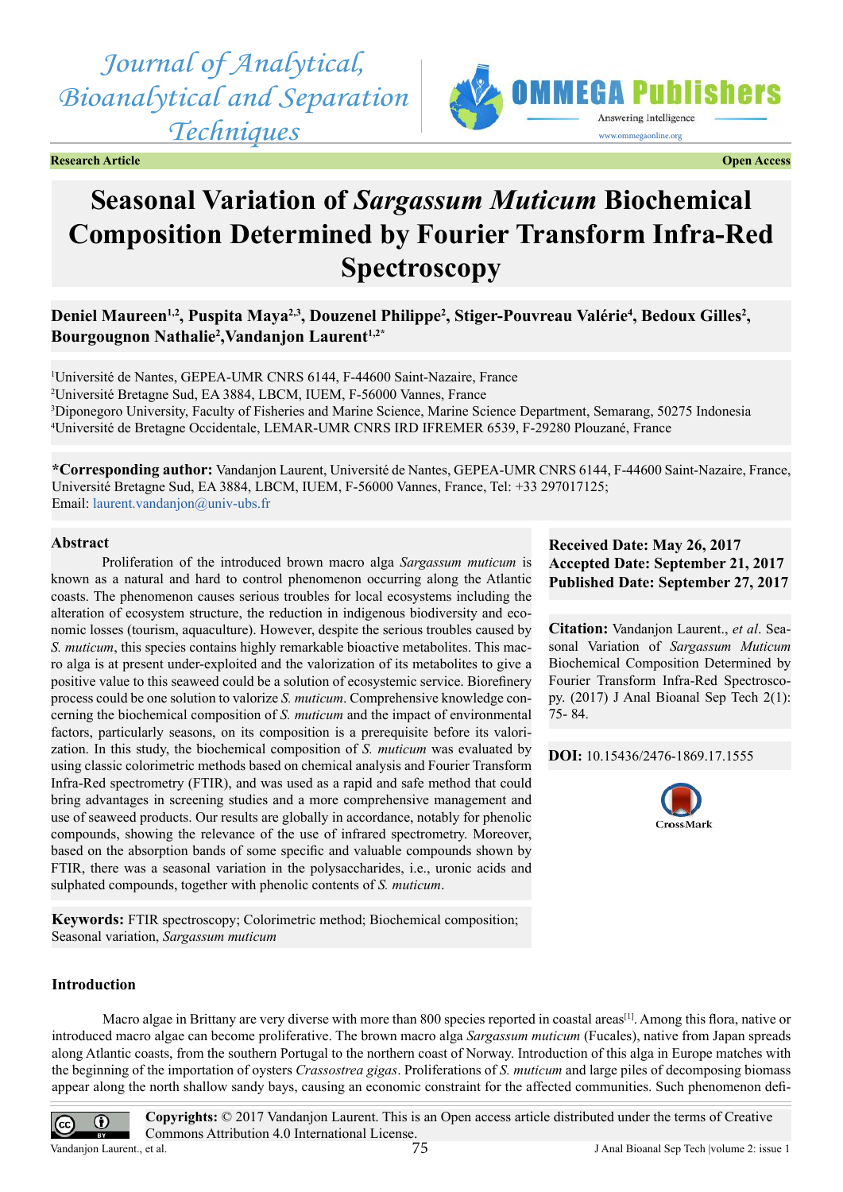Journal of Analytical, Bioanalytical and Separation Techniques

**Research Article** **Open Access**

# Seasonal Variation of *Sargassum Muticum* Biochemical Composition Determined by Fourier Transform Infra-Red Spectroscopy

**Deniel Maureen[1,2], Puspita Maya[2,3], Douzenel Philippe[2], Stiger-Pouvreau Valérie[4], Bedoux Gilles[2], Bourgougnon Nathalie[2], Vandanjon Laurent[1,2*]**

[1]Université de Nantes, GEPEA-UMR CNRS 6144, F-44600 Saint-Nazaire, France
[2]Université Bretagne Sud, EA 3884, LBCM, IUEM, F-56000 Vannes, France
[3]Diponegoro University, Faculty of Fisheries and Marine Science, Marine Science Department, Semarang, 50275 Indonesia
[4]Université de Bretagne Occidentale, LEMAR-UMR CNRS IRD IFREMER 6539, F-29280 Plouzané, France

**\*Corresponding author:** Vandanjon Laurent, Université de Nantes, GEPEA-UMR CNRS 6144, F-44600 Saint-Nazaire, France, Université Bretagne Sud, EA 3884, LBCM, IUEM, F-56000 Vannes, France, Tel: +33 297017125; Email: laurent.vandanjon@univ-ubs.fr

## Abstract

Proliferation of the introduced brown macro alga *Sargassum muticum* is known as a natural and hard to control phenomenon occurring along the Atlantic coasts. The phenomenon causes serious troubles for local ecosystems including the alteration of ecosystem structure, the reduction in indigenous biodiversity and economic losses (tourism, aquaculture). However, despite the serious troubles caused by *S. muticum*, this species contains highly remarkable bioactive metabolites. This macro alga is at present under-exploited and the valorization of its metabolites to give a positive value to this seaweed could be a solution of ecosystemic service. Biorefinery process could be one solution to valorize *S. muticum*. Comprehensive knowledge concerning the biochemical composition of *S. muticum* and the impact of environmental factors, particularly seasons, on its composition is a prerequisite before its valorization. In this study, the biochemical composition of *S. muticum* was evaluated by using classic colorimetric methods based on chemical analysis and Fourier Transform Infra-Red spectrometry (FTIR), and was used as a rapid and safe method that could bring advantages in screening studies and a more comprehensive management and use of seaweed products. Our results are globally in accordance, notably for phenolic compounds, showing the relevance of the use of infrared spectrometry. Moreover, based on the absorption bands of some specific and valuable compounds shown by FTIR, there was a seasonal variation in the polysaccharides, i.e., uronic acids and sulphated compounds, together with phenolic contents of *S. muticum*.

**Keywords:** FTIR spectroscopy; Colorimetric method; Biochemical composition; Seasonal variation, *Sargassum muticum*

**Received Date: May 26, 2017**
**Accepted Date: September 21, 2017**
**Published Date: September 27, 2017**

**Citation:** Vandanjon Laurent., *et al*. Seasonal Variation of *Sargassum Muticum* Biochemical Composition Determined by Fourier Transform Infra-Red Spectroscopy. (2017) J Anal Bioanal Sep Tech 2(1): 75- 84.

**DOI:** 10.15436/2476-1869.17.1555

## Introduction

Macro algae in Brittany are very diverse with more than 800 species reported in coastal areas[1]. Among this flora, native or introduced macro algae can become proliferative. The brown macro alga *Sargassum muticum* (Fucales), native from Japan spreads along Atlantic coasts, from the southern Portugal to the northern coast of Norway. Introduction of this alga in Europe matches with the beginning of the importation of oysters *Crassostrea gigas*. Proliferations of *S. muticum* and large piles of decomposing biomass appear along the north shallow sandy bays, causing an economic constraint for the affected communities. Such phenomenon defi-

**Copyrights:** © 2017 Vandanjon Laurent. This is an Open access article distributed under the terms of Creative Commons Attribution 4.0 International License.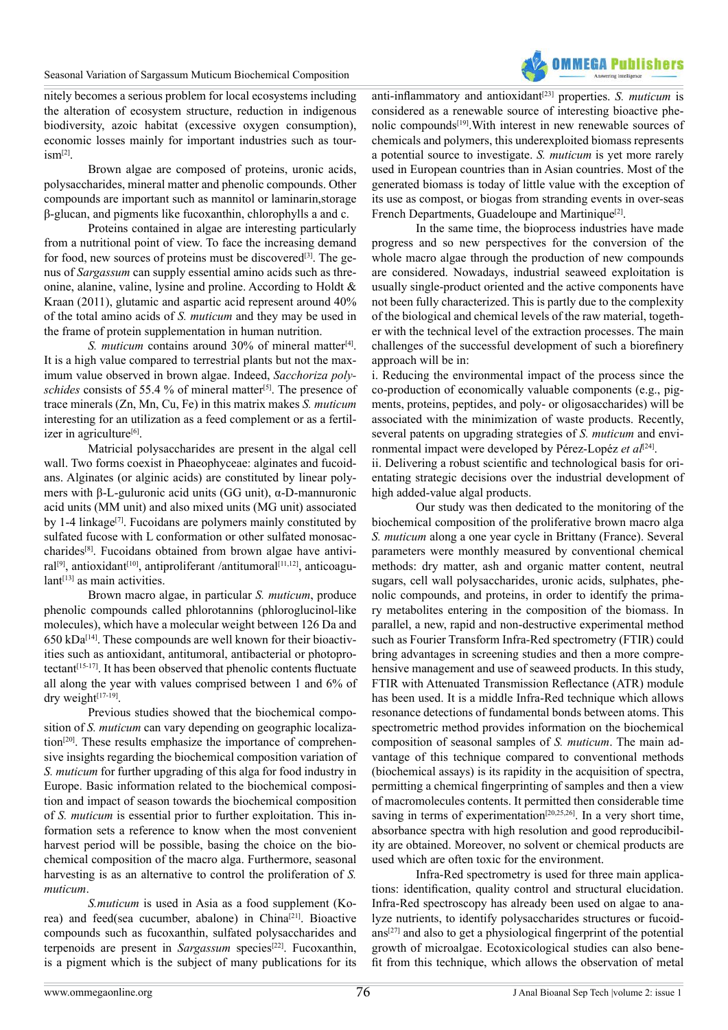nitely becomes a serious problem for local ecosystems including the alteration of ecosystem structure, reduction in indigenous biodiversity, azoic habitat (excessive oxygen consumption), economic losses mainly for important industries such as tourism[2].

Brown algae are composed of proteins, uronic acids, polysaccharides, mineral matter and phenolic compounds. Other compounds are important such as mannitol or laminarin,storage β-glucan, and pigments like fucoxanthin, chlorophylls a and c.

Proteins contained in algae are interesting particularly from a nutritional point of view. To face the increasing demand for food, new sources of proteins must be discovered[3]. The genus of *Sargassum* can supply essential amino acids such as threonine, alanine, valine, lysine and proline. According to Holdt & Kraan (2011), glutamic and aspartic acid represent around 40% of the total amino acids of *S. muticum* and they may be used in the frame of protein supplementation in human nutrition.

*S. muticum* contains around 30% of mineral matter[4]. It is a high value compared to terrestrial plants but not the maximum value observed in brown algae. Indeed, *Sacchoriza polyschides* consists of 55.4 % of mineral matter[5]. The presence of trace minerals (Zn, Mn, Cu, Fe) in this matrix makes *S. muticum* interesting for an utilization as a feed complement or as a fertilizer in agriculture[6].

Matricial polysaccharides are present in the algal cell wall. Two forms coexist in Phaeophyceae: alginates and fucoidans. Alginates (or alginic acids) are constituted by linear polymers with β-L-guluronic acid units (GG unit), α-D-mannuronic acid units (MM unit) and also mixed units (MG unit) associated by 1-4 linkage[7]. Fucoidans are polymers mainly constituted by sulfated fucose with L conformation or other sulfated monosaccharides[8]. Fucoidans obtained from brown algae have antiviral[9], antioxidant[10], antiproliferant /antitumoral[11,12], anticoagulant[13] as main activities.

Brown macro algae, in particular *S. muticum*, produce phenolic compounds called phlorotannins (phloroglucinol-like molecules), which have a molecular weight between 126 Da and 650 kDa[14]. These compounds are well known for their bioactivities such as antioxidant, antitumoral, antibacterial or photoprotectant[15-17]. It has been observed that phenolic contents fluctuate all along the year with values comprised between 1 and 6% of dry weight[17-19].

Previous studies showed that the biochemical composition of *S. muticum* can vary depending on geographic localization[20]. These results emphasize the importance of comprehensive insights regarding the biochemical composition variation of *S. muticum* for further upgrading of this alga for food industry in Europe. Basic information related to the biochemical composition and impact of season towards the biochemical composition of *S. muticum* is essential prior to further exploitation. This information sets a reference to know when the most convenient harvest period will be possible, basing the choice on the biochemical composition of the macro alga. Furthermore, seasonal harvesting is as an alternative to control the proliferation of *S. muticum*.

*S.muticum* is used in Asia as a food supplement (Korea) and feed(sea cucumber, abalone) in China[21]. Bioactive compounds such as fucoxanthin, sulfated polysaccharides and terpenoids are present in *Sargassum* species[22]. Fucoxanthin, is a pigment which is the subject of many publications for its anti-inflammatory and antioxidant[23] properties. *S. muticum* is considered as a renewable source of interesting bioactive phenolic compounds[19].With interest in new renewable sources of chemicals and polymers, this underexploited biomass represents a potential source to investigate. *S. muticum* is yet more rarely used in European countries than in Asian countries. Most of the generated biomass is today of little value with the exception of its use as compost, or biogas from stranding events in over-seas French Departments, Guadeloupe and Martinique[2].

In the same time, the bioprocess industries have made progress and so new perspectives for the conversion of the whole macro algae through the production of new compounds are considered. Nowadays, industrial seaweed exploitation is usually single-product oriented and the active components have not been fully characterized. This is partly due to the complexity of the biological and chemical levels of the raw material, together with the technical level of the extraction processes. The main challenges of the successful development of such a biorefinery approach will be in:

i. Reducing the environmental impact of the process since the co-production of economically valuable components (e.g., pigments, proteins, peptides, and poly- or oligosaccharides) will be associated with the minimization of waste products. Recently, several patents on upgrading strategies of *S. muticum* and environmental impact were developed by Pérez-Lopéz *et al*[24].

ii. Delivering a robust scientific and technological basis for orientating strategic decisions over the industrial development of high added-value algal products.

Our study was then dedicated to the monitoring of the biochemical composition of the proliferative brown macro alga *S. muticum* along a one year cycle in Brittany (France). Several parameters were monthly measured by conventional chemical methods: dry matter, ash and organic matter content, neutral sugars, cell wall polysaccharides, uronic acids, sulphates, phenolic compounds, and proteins, in order to identify the primary metabolites entering in the composition of the biomass. In parallel, a new, rapid and non-destructive experimental method such as Fourier Transform Infra-Red spectrometry (FTIR) could bring advantages in screening studies and then a more comprehensive management and use of seaweed products. In this study, FTIR with Attenuated Transmission Reflectance (ATR) module has been used. It is a middle Infra-Red technique which allows resonance detections of fundamental bonds between atoms. This spectrometric method provides information on the biochemical composition of seasonal samples of *S. muticum*. The main advantage of this technique compared to conventional methods (biochemical assays) is its rapidity in the acquisition of spectra, permitting a chemical fingerprinting of samples and then a view of macromolecules contents. It permitted then considerable time saving in terms of experimentation[20,25,26]. In a very short time, absorbance spectra with high resolution and good reproducibility are obtained. Moreover, no solvent or chemical products are used which are often toxic for the environment.

Infra-Red spectrometry is used for three main applications: identification, quality control and structural elucidation. Infra-Red spectroscopy has already been used on algae to analyze nutrients, to identify polysaccharides structures or fucoidans[27] and also to get a physiological fingerprint of the potential growth of microalgae. Ecotoxicological studies can also benefit from this technique, which allows the observation of metal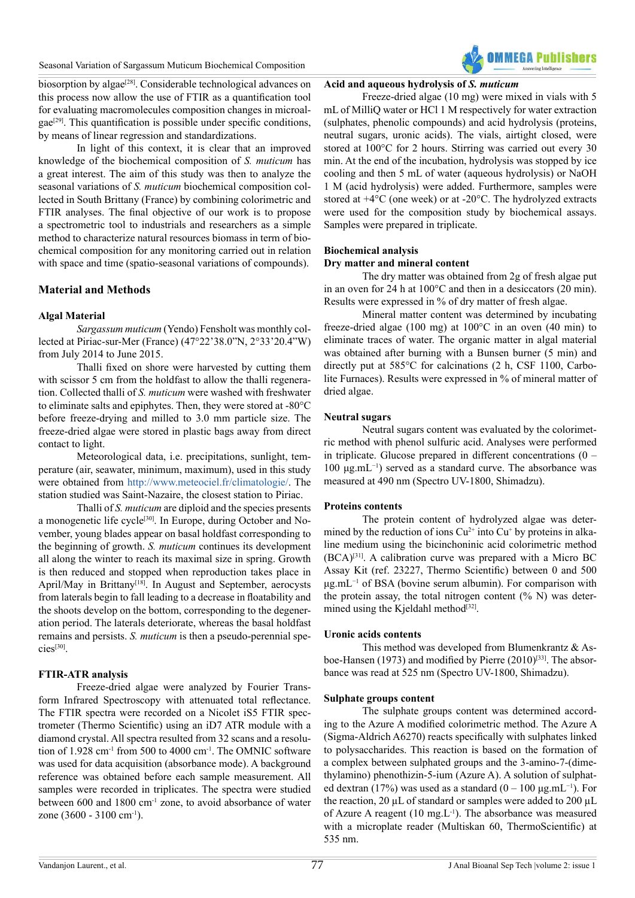biosorption by algae[28]. Considerable technological advances on this process now allow the use of FTIR as a quantification tool for evaluating macromolecules composition changes in microalgae[29]. This quantification is possible under specific conditions, by means of linear regression and standardizations.

In light of this context, it is clear that an improved knowledge of the biochemical composition of *S. muticum* has a great interest. The aim of this study was then to analyze the seasonal variations of *S. muticum* biochemical composition collected in South Brittany (France) by combining colorimetric and FTIR analyses. The final objective of our work is to propose a spectrometric tool to industrials and researchers as a simple method to characterize natural resources biomass in term of biochemical composition for any monitoring carried out in relation with space and time (spatio-seasonal variations of compounds).

## Material and Methods

### Algal Material

*Sargassum muticum* (Yendo) Fensholt was monthly collected at Piriac-sur-Mer (France) (47°22'38.0"N, 2°33'20.4"W) from July 2014 to June 2015.

Thalli fixed on shore were harvested by cutting them with scissor 5 cm from the holdfast to allow the thalli regeneration. Collected thalli of *S. muticum* were washed with freshwater to eliminate salts and epiphytes. Then, they were stored at -80°C before freeze-drying and milled to 3.0 mm particle size. The freeze-dried algae were stored in plastic bags away from direct contact to light.

Meteorological data, i.e. precipitations, sunlight, temperature (air, seawater, minimum, maximum), used in this study were obtained from http://www.meteociel.fr/climatologie/. The station studied was Saint-Nazaire, the closest station to Piriac.

Thalli of *S. muticum* are diploid and the species presents a monogenetic life cycle[30]. In Europe, during October and November, young blades appear on basal holdfast corresponding to the beginning of growth. *S. muticum* continues its development all along the winter to reach its maximal size in spring. Growth is then reduced and stopped when reproduction takes place in April/May in Brittany[18]. In August and September, aerocysts from laterals begin to fall leading to a decrease in floatability and the shoots develop on the bottom, corresponding to the degeneration period. The laterals deteriorate, whereas the basal holdfast remains and persists. *S. muticum* is then a pseudo-perennial species[30].

### FTIR-ATR analysis

Freeze-dried algae were analyzed by Fourier Transform Infrared Spectroscopy with attenuated total reflectance. The FTIR spectra were recorded on a Nicolet iS5 FTIR spectrometer (Thermo Scientific) using an iD7 ATR module with a diamond crystal. All spectra resulted from 32 scans and a resolution of 1.928 $cm^{-1}$ from 500 to 4000 $cm^{-1}$. The OMNIC software was used for data acquisition (absorbance mode). A background reference was obtained before each sample measurement. All samples were recorded in triplicates. The spectra were studied between 600 and 1800 $cm^{-1}$ zone, to avoid absorbance of water zone (3600 - 3100 $cm^{-1}$).

### Acid and aqueous hydrolysis of *S. muticum*

Freeze-dried algae (10 mg) were mixed in vials with 5 mL of MilliQ water or HCl 1 M respectively for water extraction (sulphates, phenolic compounds) and acid hydrolysis (proteins, neutral sugars, uronic acids). The vials, airtight closed, were stored at 100°C for 2 hours. Stirring was carried out every 30 min. At the end of the incubation, hydrolysis was stopped by ice cooling and then 5 mL of water (aqueous hydrolysis) or NaOH 1 M (acid hydrolysis) were added. Furthermore, samples were stored at +4°C (one week) or at -20°C. The hydrolyzed extracts were used for the composition study by biochemical assays. Samples were prepared in triplicate.

### Biochemical analysis

### Dry matter and mineral content

The dry matter was obtained from 2g of fresh algae put in an oven for 24 h at 100°C and then in a desiccators (20 min). Results were expressed in % of dry matter of fresh algae.

Mineral matter content was determined by incubating freeze-dried algae (100 mg) at 100°C in an oven (40 min) to eliminate traces of water. The organic matter in algal material was obtained after burning with a Bunsen burner (5 min) and directly put at 585°C for calcinations (2 h, CSF 1100, Carbolite Furnaces). Results were expressed in % of mineral matter of dried algae.

### Neutral sugars

Neutral sugars content was evaluated by the colorimetric method with phenol sulfuric acid. Analyses were performed in triplicate. Glucose prepared in different concentrations (0 – 100 µg.$mL^{-1}$) served as a standard curve. The absorbance was measured at 490 nm (Spectro UV-1800, Shimadzu).

### Proteins contents

The protein content of hydrolyzed algae was determined by the reduction of ions $Cu^{2+}$ into $Cu^{+}$ by proteins in alkaline medium using the bicinchoninic acid colorimetric method (BCA)[31]. A calibration curve was prepared with a Micro BC Assay Kit (ref. 23227, Thermo Scientific) between 0 and 500 µg.$mL^{-1}$ of BSA (bovine serum albumin). For comparison with the protein assay, the total nitrogen content (% N) was determined using the Kjeldahl method[32].

### Uronic acids contents

This method was developed from Blumenkrantz & Asboe-Hansen (1973) and modified by Pierre (2010)[33]. The absorbance was read at 525 nm (Spectro UV-1800, Shimadzu).

### Sulphate groups content

The sulphate groups content was determined according to the Azure A modified colorimetric method. The Azure A (Sigma-Aldrich A6270) reacts specifically with sulphates linked to polysaccharides. This reaction is based on the formation of a complex between sulphated groups and the 3-amino-7-(dimethylamino) phenothizin-5-ium (Azure A). A solution of sulphated dextran (17%) was used as a standard (0 – 100 µg.$mL^{-1}$). For the reaction, 20 µL of standard or samples were added to 200 µL of Azure A reagent (10 mg.$L^{-1}$). The absorbance was measured with a microplate reader (Multiskan 60, ThermoScientific) at 535 nm.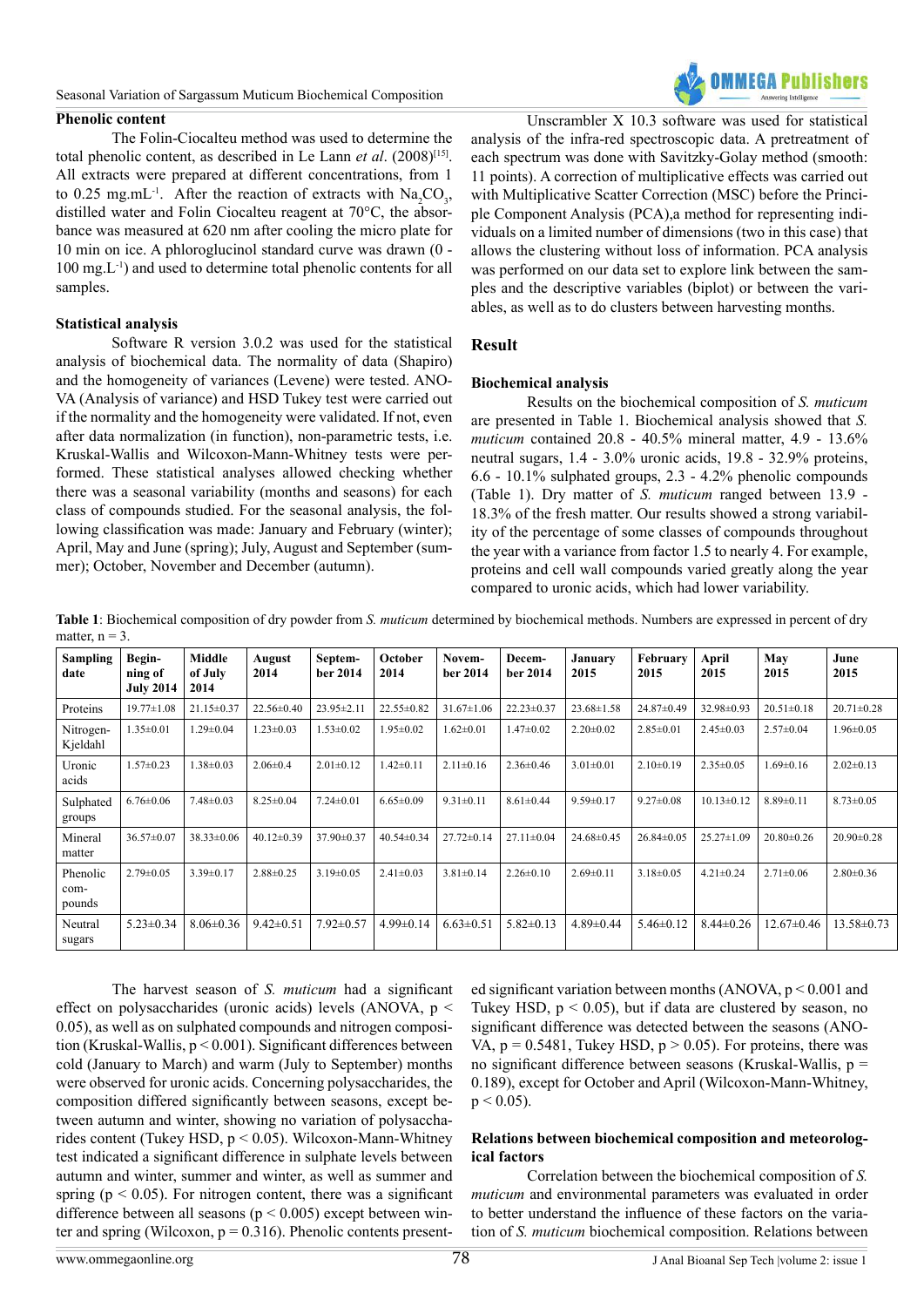**Phenolic content**

The Folin-Ciocalteu method was used to determine the total phenolic content, as described in Le Lann *et al*. (2008)[15]. All extracts were prepared at different concentrations, from 1 to 0.25 mg.mL$^{-1}$. After the reaction of extracts with $Na_2CO_3$, distilled water and Folin Ciocalteu reagent at 70°C, the absorbance was measured at 620 nm after cooling the micro plate for 10 min on ice. A phloroglucinol standard curve was drawn (0 - 100 mg.L$^{-1}$) and used to determine total phenolic contents for all samples.

**Statistical analysis**

Software R version 3.0.2 was used for the statistical analysis of biochemical data. The normality of data (Shapiro) and the homogeneity of variances (Levene) were tested. ANOVA (Analysis of variance) and HSD Tukey test were carried out if the normality and the homogeneity were validated. If not, even after data normalization (in function), non-parametric tests, i.e. Kruskal-Wallis and Wilcoxon-Mann-Whitney tests were performed. These statistical analyses allowed checking whether there was a seasonal variability (months and seasons) for each class of compounds studied. For the seasonal analysis, the following classification was made: January and February (winter); April, May and June (spring); July, August and September (summer); October, November and December (autumn).

Unscrambler X 10.3 software was used for statistical analysis of the infra-red spectroscopic data. A pretreatment of each spectrum was done with Savitzky-Golay method (smooth: 11 points). A correction of multiplicative effects was carried out with Multiplicative Scatter Correction (MSC) before the Principle Component Analysis (PCA),a method for representing individuals on a limited number of dimensions (two in this case) that allows the clustering without loss of information. PCA analysis was performed on our data set to explore link between the samples and the descriptive variables (biplot) or between the variables, as well as to do clusters between harvesting months.

## Result

**Biochemical analysis**

Results on the biochemical composition of *S. muticum* are presented in Table 1. Biochemical analysis showed that *S. muticum* contained 20.8 - 40.5% mineral matter, 4.9 - 13.6% neutral sugars, 1.4 - 3.0% uronic acids, 19.8 - 32.9% proteins, 6.6 - 10.1% sulphated groups, 2.3 - 4.2% phenolic compounds (Table 1). Dry matter of *S. muticum* ranged between 13.9 - 18.3% of the fresh matter. Our results showed a strong variability of the percentage of some classes of compounds throughout the year with a variance from factor 1.5 to nearly 4. For example, proteins and cell wall compounds varied greatly along the year compared to uronic acids, which had lower variability.

**Table 1**: Biochemical composition of dry powder from *S. muticum* determined by biochemical methods. Numbers are expressed in percent of dry matter, n = 3.

| Sampling date | Beginning of July 2014 | Middle of July 2014 | August 2014 | September 2014 | October 2014 | November 2014 | December 2014 | January 2015 | February 2015 | April 2015 | May 2015 | June 2015 |
|---|---|---|---|---|---|---|---|---|---|---|---|---|
| Proteins | 19.77±1.08 | 21.15±0.37 | 22.56±0.40 | 23.95±2.11 | 22.55±0.82 | 31.67±1.06 | 22.23±0.37 | 23.68±1.58 | 24.87±0.49 | 32.98±0.93 | 20.51±0.18 | 20.71±0.28 |
| Nitrogen-Kjeldahl | 1.35±0.01 | 1.29±0.04 | 1.23±0.03 | 1.53±0.02 | 1.95±0.02 | 1.62±0.01 | 1.47±0.02 | 2.20±0.02 | 2.85±0.01 | 2.45±0.03 | 2.57±0.04 | 1.96±0.05 |
| Uronic acids | 1.57±0.23 | 1.38±0.03 | 2.06±0.4 | 2.01±0.12 | 1.42±0.11 | 2.11±0.16 | 2.36±0.46 | 3.01±0.01 | 2.10±0.19 | 2.35±0.05 | 1.69±0.16 | 2.02±0.13 |
| Sulphated groups | 6.76±0.06 | 7.48±0.03 | 8.25±0.04 | 7.24±0.01 | 6.65±0.09 | 9.31±0.11 | 8.61±0.44 | 9.59±0.17 | 9.27±0.08 | 10.13±0.12 | 8.89±0.11 | 8.73±0.05 |
| Mineral matter | 36.57±0.07 | 38.33±0.06 | 40.12±0.39 | 37.90±0.37 | 40.54±0.34 | 27.72±0.14 | 27.11±0.04 | 24.68±0.45 | 26.84±0.05 | 25.27±1.09 | 20.80±0.26 | 20.90±0.28 |
| Phenolic compounds | 2.79±0.05 | 3.39±0.17 | 2.88±0.25 | 3.19±0.05 | 2.41±0.03 | 3.81±0.14 | 2.26±0.10 | 2.69±0.11 | 3.18±0.05 | 4.21±0.24 | 2.71±0.06 | 2.80±0.36 |
| Neutral sugars | 5.23±0.34 | 8.06±0.36 | 9.42±0.51 | 7.92±0.57 | 4.99±0.14 | 6.63±0.51 | 5.82±0.13 | 4.89±0.44 | 5.46±0.12 | 8.44±0.26 | 12.67±0.46 | 13.58±0.73 |

The harvest season of *S. muticum* had a significant effect on polysaccharides (uronic acids) levels (ANOVA, $p < 0.05$), as well as on sulphated compounds and nitrogen composition (Kruskal-Wallis, $p < 0.001$). Significant differences between cold (January to March) and warm (July to September) months were observed for uronic acids. Concerning polysaccharides, the composition differed significantly between seasons, except between autumn and winter, showing no variation of polysaccharides content (Tukey HSD, $p < 0.05$). Wilcoxon-Mann-Whitney test indicated a significant difference in sulphate levels between autumn and winter, summer and winter, as well as summer and spring ($p < 0.05$). For nitrogen content, there was a significant difference between all seasons ($p < 0.005$) except between winter and spring (Wilcoxon, $p = 0.316$). Phenolic contents presented significant variation between months (ANOVA, $p < 0.001$ and Tukey HSD, $p < 0.05$), but if data are clustered by season, no significant difference was detected between the seasons (ANOVA, $p = 0.5481$, Tukey HSD, $p > 0.05$). For proteins, there was no significant difference between seasons (Kruskal-Wallis, $p = 0.189$), except for October and April (Wilcoxon-Mann-Whitney, $p < 0.05$).

**Relations between biochemical composition and meteorological factors**

Correlation between the biochemical composition of *S. muticum* and environmental parameters was evaluated in order to better understand the influence of these factors on the variation of *S. muticum* biochemical composition. Relations between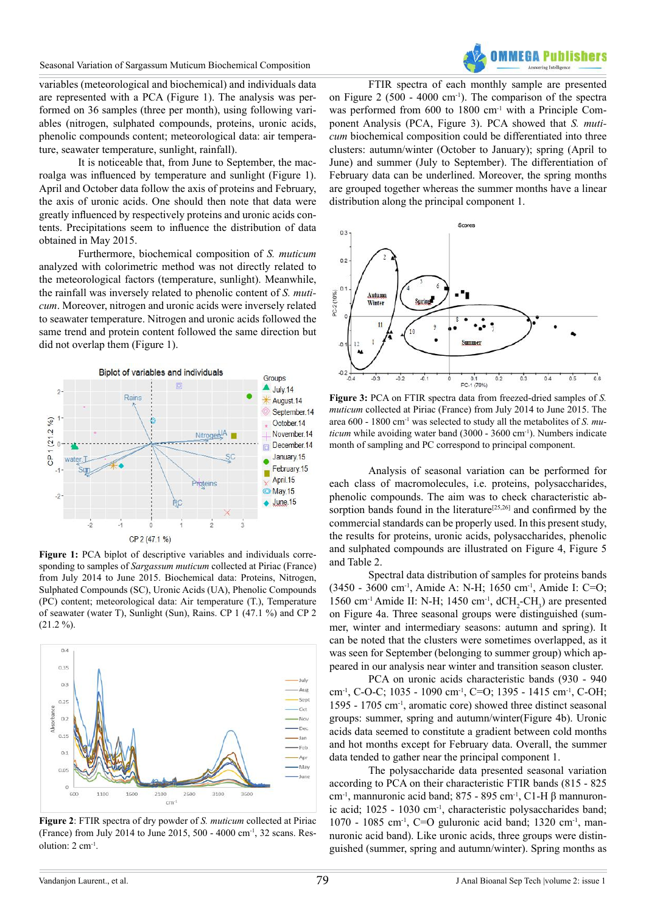variables (meteorological and biochemical) and individuals data are represented with a PCA (Figure 1). The analysis was performed on 36 samples (three per month), using following variables (nitrogen, sulphated compounds, proteins, uronic acids, phenolic compounds content; meteorological data: air temperature, seawater temperature, sunlight, rainfall).

It is noticeable that, from June to September, the macroalga was influenced by temperature and sunlight (Figure 1). April and October data follow the axis of proteins and February, the axis of uronic acids. One should then note that data were greatly influenced by respectively proteins and uronic acids contents. Precipitations seem to influence the distribution of data obtained in May 2015.

Furthermore, biochemical composition of *S. muticum* analyzed with colorimetric method was not directly related to the meteorological factors (temperature, sunlight). Meanwhile, the rainfall was inversely related to phenolic content of *S. muticum*. Moreover, nitrogen and uronic acids were inversely related to seawater temperature. Nitrogen and uronic acids followed the same trend and protein content followed the same direction but did not overlap them (Figure 1).

**Figure 1:** PCA biplot of descriptive variables and individuals corresponding to samples of *Sargassum muticum* collected at Piriac (France) from July 2014 to June 2015. Biochemical data: Proteins, Nitrogen, Sulphated Compounds (SC), Uronic Acids (UA), Phenolic Compounds (PC) content; meteorological data: Air temperature (T.), Temperature of seawater (water T), Sunlight (Sun), Rains. CP 1 (47.1 %) and CP 2 (21.2 %).

**Figure 2**: FTIR spectra of dry powder of *S. muticum* collected at Piriac (France) from July 2014 to June 2015, 500 - 4000 cm$^{-1}$, 32 scans. Resolution: 2 cm$^{-1}$.

FTIR spectra of each monthly sample are presented on Figure 2 (500 - 4000 cm$^{-1}$). The comparison of the spectra was performed from 600 to 1800 cm$^{-1}$ with a Principle Component Analysis (PCA, Figure 3). PCA showed that *S. muticum* biochemical composition could be differentiated into three clusters: autumn/winter (October to January); spring (April to June) and summer (July to September). The differentiation of February data can be underlined. Moreover, the spring months are grouped together whereas the summer months have a linear distribution along the principal component 1.

**Figure 3:** PCA on FTIR spectra data from freezed-dried samples of *S. muticum* collected at Piriac (France) from July 2014 to June 2015. The area 600 - 1800 cm$^{-1}$ was selected to study all the metabolites of *S. muticum* while avoiding water band (3000 - 3600 cm$^{-1}$). Numbers indicate month of sampling and PC correspond to principal component.

Analysis of seasonal variation can be performed for each class of macromolecules, i.e. proteins, polysaccharides, phenolic compounds. The aim was to check characteristic absorption bands found in the literature[25,26] and confirmed by the commercial standards can be properly used. In this present study, the results for proteins, uronic acids, polysaccharides, phenolic and sulphated compounds are illustrated on Figure 4, Figure 5 and Table 2.

Spectral data distribution of samples for proteins bands (3450 - 3600 cm$^{-1}$, Amide A: N-H; 1650 cm$^{-1}$, Amide I: C=O; 1560 cm$^{-1}$ Amide II: N-H; 1450 cm$^{-1}$, dCH$_2$-CH$_3$) are presented on Figure 4a. Three seasonal groups were distinguished (summer, winter and intermediary seasons: autumn and spring). It can be noted that the clusters were sometimes overlapped, as it was seen for September (belonging to summer group) which appeared in our analysis near winter and transition season cluster.

PCA on uronic acids characteristic bands (930 - 940 cm$^{-1}$, C-O-C; 1035 - 1090 cm$^{-1}$, C=O; 1395 - 1415 cm$^{-1}$, C-OH; 1595 - 1705 cm$^{-1}$, aromatic core) showed three distinct seasonal groups: summer, spring and autumn/winter(Figure 4b). Uronic acids data seemed to constitute a gradient between cold months and hot months except for February data. Overall, the summer data tended to gather near the principal component 1.

The polysaccharide data presented seasonal variation according to PCA on their characteristic FTIR bands (815 - 825 cm$^{-1}$, mannuronic acid band; 875 - 895 cm$^{-1}$, C1-H β mannuronic acid; 1025 - 1030 cm$^{-1}$, characteristic polysaccharides band; 1070 - 1085 cm$^{-1}$, C=O guluronic acid band; 1320 cm$^{-1}$, mannuronic acid band). Like uronic acids, three groups were distinguished (summer, spring and autumn/winter). Spring months as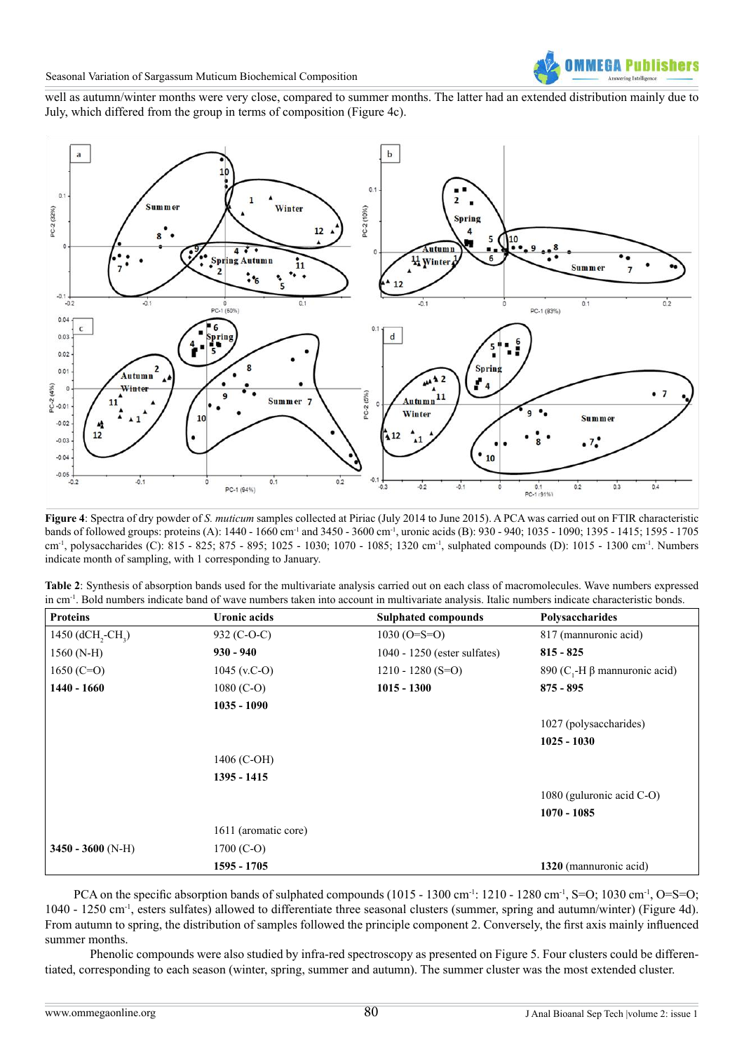well as autumn/winter months were very close, compared to summer months. The latter had an extended distribution mainly due to July, which differed from the group in terms of composition (Figure 4c).

**Figure 4**: Spectra of dry powder of *S. muticum* samples collected at Piriac (July 2014 to June 2015). A PCA was carried out on FTIR characteristic bands of followed groups: proteins (A): 1440 - 1660 $cm^{-1}$ and 3450 - 3600 $cm^{-1}$, uronic acids (B): 930 - 940; 1035 - 1090; 1395 - 1415; 1595 - 1705 $cm^{-1}$, polysaccharides (C): 815 - 825; 875 - 895; 1025 - 1030; 1070 - 1085; 1320 $cm^{-1}$, sulphated compounds (D): 1015 - 1300 $cm^{-1}$. Numbers indicate month of sampling, with 1 corresponding to January.

**Table 2**: Synthesis of absorption bands used for the multivariate analysis carried out on each class of macromolecules. Wave numbers expressed in $cm^{-1}$. Bold numbers indicate band of wave numbers taken into account in multivariate analysis. Italic numbers indicate characteristic bonds.

| Proteins | Uronic acids | Sulphated compounds | Polysaccharides |
|---|---|---|---|
| 1450 (d$CH_2$-$CH_3$) | 932 (C-O-C) | 1030 (O=S=O) | 817 (mannuronic acid) |
| 1560 (N-H) | **930 - 940** | 1040 - 1250 (ester sulfates) | **815 - 825** |
| 1650 (C=O) | 1045 (v.C-O) | 1210 - 1280 (S=O) | 890 ($C_1$-H β mannuronic acid) |
| **1440 - 1660** | 1080 (C-O) | **1015 - 1300** | **875 - 895** |
| | **1035 - 1090** | | |
| | | | 1027 (polysaccharides) |
| | | | **1025 - 1030** |
| | 1406 (C-OH) | | |
| | **1395 - 1415** | | |
| | | | 1080 (guluronic acid C-O) |
| | | | **1070 - 1085** |
| | 1611 (aromatic core) | | |
| **3450 - 3600** (N-H) | 1700 (C-O) | | |
| | **1595 - 1705** | | **1320** (mannuronic acid) |

PCA on the specific absorption bands of sulphated compounds (1015 - 1300 $cm^{-1}$: 1210 - 1280 $cm^{-1}$, S=O; 1030 $cm^{-1}$, O=S=O; 1040 - 1250 $cm^{-1}$, esters sulfates) allowed to differentiate three seasonal clusters (summer, spring and autumn/winter) (Figure 4d). From autumn to spring, the distribution of samples followed the principle component 2. Conversely, the first axis mainly influenced summer months.

Phenolic compounds were also studied by infra-red spectroscopy as presented on Figure 5. Four clusters could be differentiated, corresponding to each season (winter, spring, summer and autumn). The summer cluster was the most extended cluster.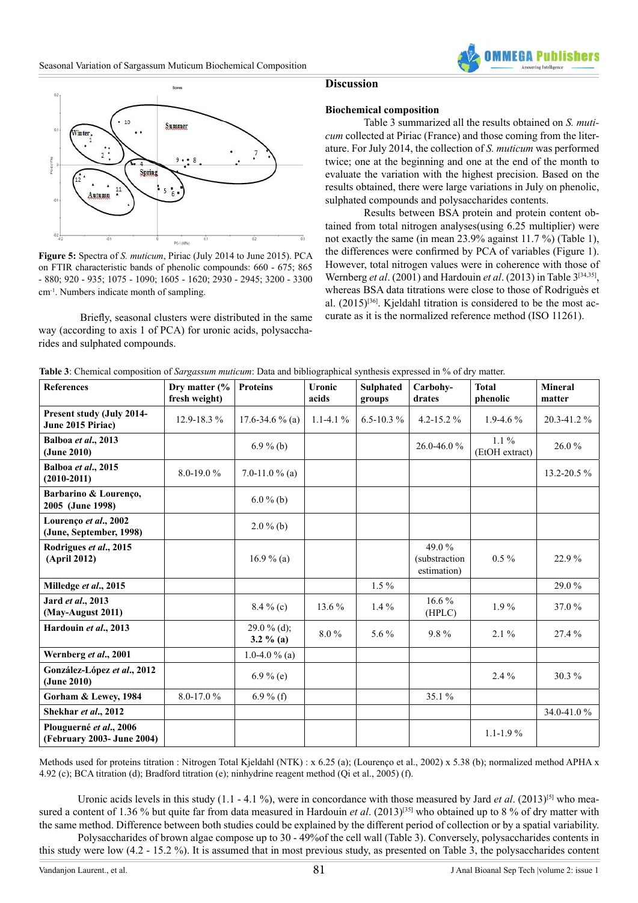**Figure 5:** Spectra of *S. muticum*, Piriac (July 2014 to June 2015). PCA on FTIR characteristic bands of phenolic compounds: 660 - 675; 865 - 880; 920 - 935; 1075 - 1090; 1605 - 1620; 2930 - 2945; 3200 - 3300 cm$^{-1}$. Numbers indicate month of sampling.

Briefly, seasonal clusters were distributed in the same way (according to axis 1 of PCA) for uronic acids, polysaccharides and sulphated compounds.

## Discussion

### Biochemical composition

Table 3 summarized all the results obtained on *S. muticum* collected at Piriac (France) and those coming from the literature. For July 2014, the collection of *S. muticum* was performed twice; one at the beginning and one at the end of the month to evaluate the variation with the highest precision. Based on the results obtained, there were large variations in July on phenolic, sulphated compounds and polysaccharides contents.

Results between BSA protein and protein content obtained from total nitrogen analyses(using 6.25 multiplier) were not exactly the same (in mean 23.9% against 11.7 %) (Table 1), the differences were confirmed by PCA of variables (Figure 1). However, total nitrogen values were in coherence with those of Wernberg *et al*. (2001) and Hardouin *et al*. (2013) in Table 3[34,35], whereas BSA data titrations were close to those of Rodriguès et al. (2015)[36]. Kjeldahl titration is considered to be the most accurate as it is the normalized reference method (ISO 11261).

**Table 3**: Chemical composition of *Sargassum muticum*: Data and bibliographical synthesis expressed in % of dry matter.

| References | Dry matter (% fresh weight) | Proteins | Uronic acids | Sulphated groups | Carbohydrates | Total phenolic | Mineral matter |
|---|---|---|---|---|---|---|---|
| **Present study (July 2014-June 2015 Piriac)** | 12.9-18.3 % | 17.6-34.6 % (a) | 1.1-4.1 % | 6.5-10.3 % | 4.2-15.2 % | 1.9-4.6 % | 20.3-41.2 % |
| **Balboa *et al*., 2013 (June 2010)** | | 6.9 % (b) | | | 26.0-46.0 % | 1.1 % (EtOH extract) | 26.0 % |
| **Balboa *et al*., 2015 (2010-2011)** | 8.0-19.0 % | 7.0-11.0 % (a) | | | | | 13.2-20.5 % |
| **Barbarino & Lourenço, 2005 (June 1998)** | | 6.0 % (b) | | | | | |
| **Lourenço *et al*., 2002 (June, September, 1998)** | | 2.0 % (b) | | | | | |
| **Rodrigues *et al*., 2015 (April 2012)** | | 16.9 % (a) | | | 49.0 % (substraction estimation) | 0.5 % | 22.9 % |
| **Milledge *et al*., 2015** | | | | 1.5 % | | | 29.0 % |
| **Jard *et al*., 2013 (May-August 2011)** | | 8.4 % (c) | 13.6 % | 1.4 % | 16.6 % (HPLC) | 1.9 % | 37.0 % |
| **Hardouin *et al*., 2013** | | 29.0 % (d); **3.2 % (a)** | 8.0 % | 5.6 % | 9.8 % | 2.1 % | 27.4 % |
| **Wernberg *et al*., 2001** | | 1.0-4.0 % (a) | | | | | |
| **González-López *et al*., 2012 (June 2010)** | | 6.9 % (e) | | | | 2.4 % | 30.3 % |
| **Gorham & Lewey, 1984** | 8.0-17.0 % | 6.9 % (f) | | | 35.1 % | | |
| **Shekhar *et al*., 2012** | | | | | | | 34.0-41.0 % |
| **Plouguerné *et al*., 2006 (February 2003- June 2004)** | | | | | | 1.1-1.9 % | |

Methods used for proteins titration : Nitrogen Total Kjeldahl (NTK) : x 6.25 (a); (Lourenço et al., 2002) x 5.38 (b); normalized method APHA x 4.92 (c); BCA titration (d); Bradford titration (e); ninhydrine reagent method (Qi et al., 2005) (f).

Uronic acids levels in this study (1.1 - 4.1 %), were in concordance with those measured by Jard *et al*. (2013)[5] who measured a content of 1.36 % but quite far from data measured in Hardouin *et al*. (2013)[35] who obtained up to 8 % of dry matter with the same method. Difference between both studies could be explained by the different period of collection or by a spatial variability.

Polysaccharides of brown algae compose up to 30 - 49%of the cell wall (Table 3). Conversely, polysaccharides contents in this study were low (4.2 - 15.2 %). It is assumed that in most previous study, as presented on Table 3, the polysaccharides content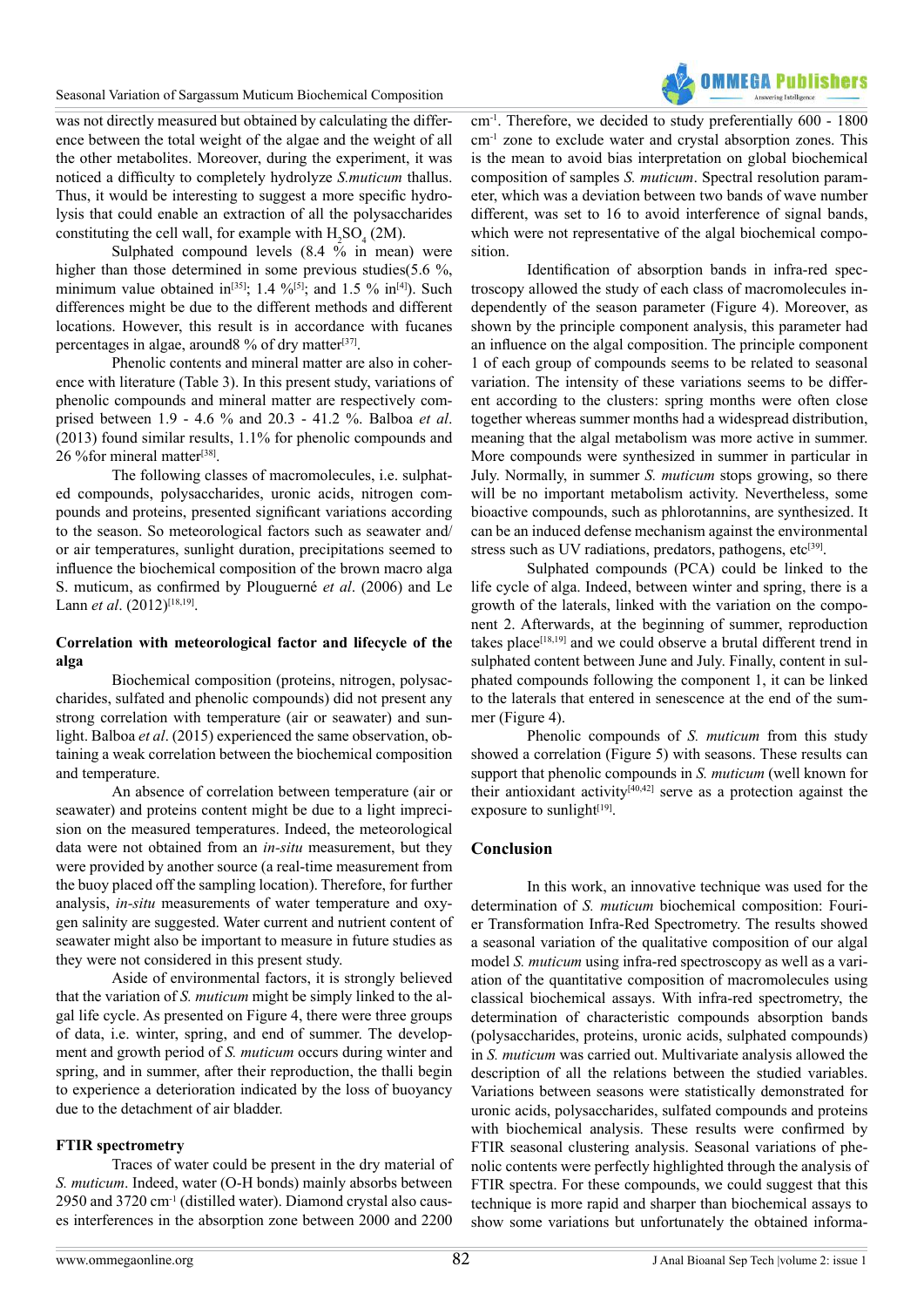was not directly measured but obtained by calculating the difference between the total weight of the algae and the weight of all the other metabolites. Moreover, during the experiment, it was noticed a difficulty to completely hydrolyze *S.muticum* thallus. Thus, it would be interesting to suggest a more specific hydrolysis that could enable an extraction of all the polysaccharides constituting the cell wall, for example with $H_2SO_4$ (2M).

Sulphated compound levels (8.4 % in mean) were higher than those determined in some previous studies(5.6 %, minimum value obtained in[35]; 1.4 %[5]; and 1.5 % in[4]). Such differences might be due to the different methods and different locations. However, this result is in accordance with fucanes percentages in algae, around8 % of dry matter[37].

Phenolic contents and mineral matter are also in coherence with literature (Table 3). In this present study, variations of phenolic compounds and mineral matter are respectively comprised between 1.9 - 4.6 % and 20.3 - 41.2 %. Balboa *et al*. (2013) found similar results, 1.1% for phenolic compounds and 26 %for mineral matter[38].

The following classes of macromolecules, i.e. sulphated compounds, polysaccharides, uronic acids, nitrogen compounds and proteins, presented significant variations according to the season. So meteorological factors such as seawater and/or air temperatures, sunlight duration, precipitations seemed to influence the biochemical composition of the brown macro alga S. muticum, as confirmed by Plouguerné *et al*. (2006) and Le Lann *et al*. (2012)[18,19].

### Correlation with meteorological factor and lifecycle of the alga

Biochemical composition (proteins, nitrogen, polysaccharides, sulfated and phenolic compounds) did not present any strong correlation with temperature (air or seawater) and sunlight. Balboa *et al*. (2015) experienced the same observation, obtaining a weak correlation between the biochemical composition and temperature.

An absence of correlation between temperature (air or seawater) and proteins content might be due to a light imprecision on the measured temperatures. Indeed, the meteorological data were not obtained from an *in-situ* measurement, but they were provided by another source (a real-time measurement from the buoy placed off the sampling location). Therefore, for further analysis, *in-situ* measurements of water temperature and oxygen salinity are suggested. Water current and nutrient content of seawater might also be important to measure in future studies as they were not considered in this present study.

Aside of environmental factors, it is strongly believed that the variation of *S. muticum* might be simply linked to the algal life cycle. As presented on Figure 4, there were three groups of data, i.e. winter, spring, and end of summer. The development and growth period of *S. muticum* occurs during winter and spring, and in summer, after their reproduction, the thalli begin to experience a deterioration indicated by the loss of buoyancy due to the detachment of air bladder.

### FTIR spectrometry

Traces of water could be present in the dry material of *S. muticum*. Indeed, water (O-H bonds) mainly absorbs between 2950 and 3720 $cm^{-1}$ (distilled water). Diamond crystal also causes interferences in the absorption zone between 2000 and 2200 $cm^{-1}$. Therefore, we decided to study preferentially 600 - 1800 $cm^{-1}$ zone to exclude water and crystal absorption zones. This is the mean to avoid bias interpretation on global biochemical composition of samples *S. muticum*. Spectral resolution parameter, which was a deviation between two bands of wave number different, was set to 16 to avoid interference of signal bands, which were not representative of the algal biochemical composition.

Identification of absorption bands in infra-red spectroscopy allowed the study of each class of macromolecules independently of the season parameter (Figure 4). Moreover, as shown by the principle component analysis, this parameter had an influence on the algal composition. The principle component 1 of each group of compounds seems to be related to seasonal variation. The intensity of these variations seems to be different according to the clusters: spring months were often close together whereas summer months had a widespread distribution, meaning that the algal metabolism was more active in summer. More compounds were synthesized in summer in particular in July. Normally, in summer *S. muticum* stops growing, so there will be no important metabolism activity. Nevertheless, some bioactive compounds, such as phlorotannins, are synthesized. It can be an induced defense mechanism against the environmental stress such as UV radiations, predators, pathogens, etc[39].

Sulphated compounds (PCA) could be linked to the life cycle of alga. Indeed, between winter and spring, there is a growth of the laterals, linked with the variation on the component 2. Afterwards, at the beginning of summer, reproduction takes place[18,19] and we could observe a brutal different trend in sulphated content between June and July. Finally, content in sulphated compounds following the component 1, it can be linked to the laterals that entered in senescence at the end of the summer (Figure 4).

Phenolic compounds of *S. muticum* from this study showed a correlation (Figure 5) with seasons. These results can support that phenolic compounds in *S. muticum* (well known for their antioxidant activity[40,42] serve as a protection against the exposure to sunlight[19].

## Conclusion

In this work, an innovative technique was used for the determination of *S. muticum* biochemical composition: Fourier Transformation Infra-Red Spectrometry. The results showed a seasonal variation of the qualitative composition of our algal model *S. muticum* using infra-red spectroscopy as well as a variation of the quantitative composition of macromolecules using classical biochemical assays. With infra-red spectrometry, the determination of characteristic compounds absorption bands (polysaccharides, proteins, uronic acids, sulphated compounds) in *S. muticum* was carried out. Multivariate analysis allowed the description of all the relations between the studied variables. Variations between seasons were statistically demonstrated for uronic acids, polysaccharides, sulfated compounds and proteins with biochemical analysis. These results were confirmed by FTIR seasonal clustering analysis. Seasonal variations of phenolic contents were perfectly highlighted through the analysis of FTIR spectra. For these compounds, we could suggest that this technique is more rapid and sharper than biochemical assays to show some variations but unfortunately the obtained informa-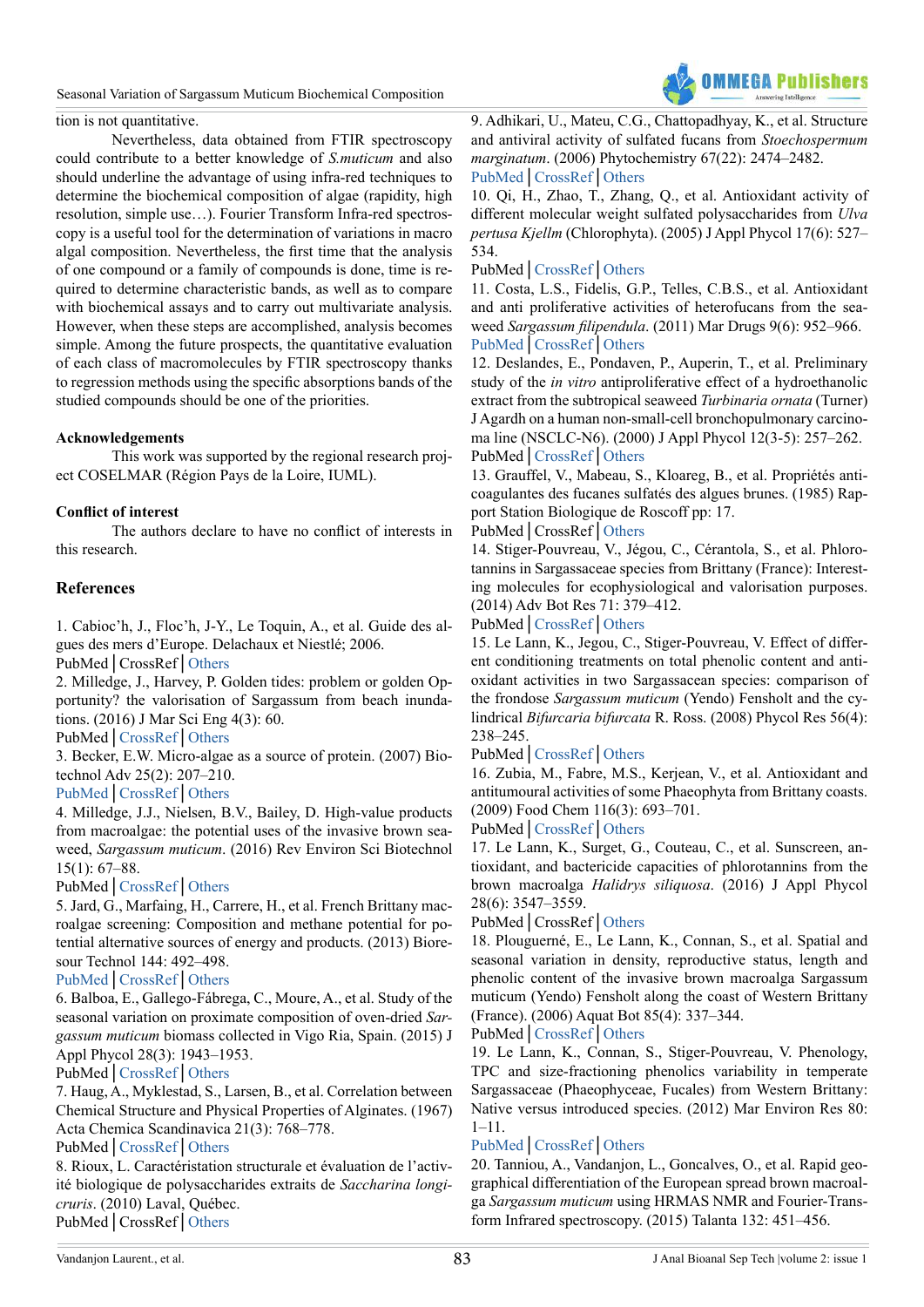tion is not quantitative.

Nevertheless, data obtained from FTIR spectroscopy could contribute to a better knowledge of *S.muticum* and also should underline the advantage of using infra-red techniques to determine the biochemical composition of algae (rapidity, high resolution, simple use…). Fourier Transform Infra-red spectroscopy is a useful tool for the determination of variations in macro algal composition. Nevertheless, the first time that the analysis of one compound or a family of compounds is done, time is required to determine characteristic bands, as well as to compare with biochemical assays and to carry out multivariate analysis. However, when these steps are accomplished, analysis becomes simple. Among the future prospects, the quantitative evaluation of each class of macromolecules by FTIR spectroscopy thanks to regression methods using the specific absorptions bands of the studied compounds should be one of the priorities.

**Acknowledgements**

This work was supported by the regional research project COSELMAR (Région Pays de la Loire, IUML).

**Conflict of interest**

The authors declare to have no conflict of interests in this research.

## References

1. Cabioc'h, J., Floc'h, J-Y., Le Toquin, A., et al. Guide des algues des mers d'Europe. Delachaux et Niestlé; 2006.
PubMed | CrossRef | Others

2. Milledge, J., Harvey, P. Golden tides: problem or golden Opportunity? the valorisation of Sargassum from beach inundations. (2016) J Mar Sci Eng 4(3): 60.
PubMed | CrossRef | Others

3. Becker, E.W. Micro-algae as a source of protein. (2007) Biotechnol Adv 25(2): 207–210.
PubMed | CrossRef | Others

4. Milledge, J.J., Nielsen, B.V., Bailey, D. High-value products from macroalgae: the potential uses of the invasive brown seaweed, *Sargassum muticum*. (2016) Rev Environ Sci Biotechnol 15(1): 67–88.
PubMed | CrossRef | Others

5. Jard, G., Marfaing, H., Carrere, H., et al. French Brittany macroalgae screening: Composition and methane potential for potential alternative sources of energy and products. (2013) Bioresour Technol 144: 492–498.
PubMed | CrossRef | Others

6. Balboa, E., Gallego-Fábrega, C., Moure, A., et al. Study of the seasonal variation on proximate composition of oven-dried *Sargassum muticum* biomass collected in Vigo Ria, Spain. (2015) J Appl Phycol 28(3): 1943–1953.
PubMed | CrossRef | Others

7. Haug, A., Myklestad, S., Larsen, B., et al. Correlation between Chemical Structure and Physical Properties of Alginates. (1967) Acta Chemica Scandinavica 21(3): 768–778.
PubMed | CrossRef | Others

8. Rioux, L. Caractéristation structurale et évaluation de l'activité biologique de polysaccharides extraits de *Saccharina longicruris*. (2010) Laval, Québec.
PubMed | CrossRef | Others

9. Adhikari, U., Mateu, C.G., Chattopadhyay, K., et al. Structure and antiviral activity of sulfated fucans from *Stoechospermum marginatum*. (2006) Phytochemistry 67(22): 2474–2482.
PubMed | CrossRef | Others

10. Qi, H., Zhao, T., Zhang, Q., et al. Antioxidant activity of different molecular weight sulfated polysaccharides from *Ulva pertusa Kjellm* (Chlorophyta). (2005) J Appl Phycol 17(6): 527–534.
PubMed | CrossRef | Others

11. Costa, L.S., Fidelis, G.P., Telles, C.B.S., et al. Antioxidant and anti proliferative activities of heterofucans from the seaweed *Sargassum filipendula*. (2011) Mar Drugs 9(6): 952–966.
PubMed | CrossRef | Others

12. Deslandes, E., Pondaven, P., Auperin, T., et al. Preliminary study of the *in vitro* antiproliferative effect of a hydroethanolic extract from the subtropical seaweed *Turbinaria ornata* (Turner) J Agardh on a human non-small-cell bronchopulmonary carcinoma line (NSCLC-N6). (2000) J Appl Phycol 12(3-5): 257–262.
PubMed | CrossRef | Others

13. Grauffel, V., Mabeau, S., Kloareg, B., et al. Propriétés anticoagulantes des fucanes sulfatés des algues brunes. (1985) Rapport Station Biologique de Roscoff pp: 17.
PubMed | CrossRef | Others

14. Stiger-Pouvreau, V., Jégou, C., Cérantola, S., et al. Phlorotannins in Sargassaceae species from Brittany (France): Interesting molecules for ecophysiological and valorisation purposes. (2014) Adv Bot Res 71: 379–412.
PubMed | CrossRef | Others

15. Le Lann, K., Jegou, C., Stiger-Pouvreau, V. Effect of different conditioning treatments on total phenolic content and antioxidant activities in two Sargassacean species: comparison of the frondose *Sargassum muticum* (Yendo) Fensholt and the cylindrical *Bifurcaria bifurcata* R. Ross. (2008) Phycol Res 56(4): 238–245.
PubMed | CrossRef | Others

16. Zubia, M., Fabre, M.S., Kerjean, V., et al. Antioxidant and antitumoural activities of some Phaeophyta from Brittany coasts. (2009) Food Chem 116(3): 693–701.
PubMed | CrossRef | Others

17. Le Lann, K., Surget, G., Couteau, C., et al. Sunscreen, antioxidant, and bactericide capacities of phlorotannins from the brown macroalga *Halidrys siliquosa*. (2016) J Appl Phycol 28(6): 3547–3559.
PubMed | CrossRef | Others

18. Plouguerné, E., Le Lann, K., Connan, S., et al. Spatial and seasonal variation in density, reproductive status, length and phenolic content of the invasive brown macroalga Sargassum muticum (Yendo) Fensholt along the coast of Western Brittany (France). (2006) Aquat Bot 85(4): 337–344.
PubMed | CrossRef | Others

19. Le Lann, K., Connan, S., Stiger-Pouvreau, V. Phenology, TPC and size-fractioning phenolics variability in temperate Sargassaceae (Phaeophyceae, Fucales) from Western Brittany: Native versus introduced species. (2012) Mar Environ Res 80: 1–11.
PubMed | CrossRef | Others

20. Tanniou, A., Vandanjon, L., Goncalves, O., et al. Rapid geographical differentiation of the European spread brown macroalga *Sargassum muticum* using HRMAS NMR and Fourier-Transform Infrared spectroscopy. (2015) Talanta 132: 451–456.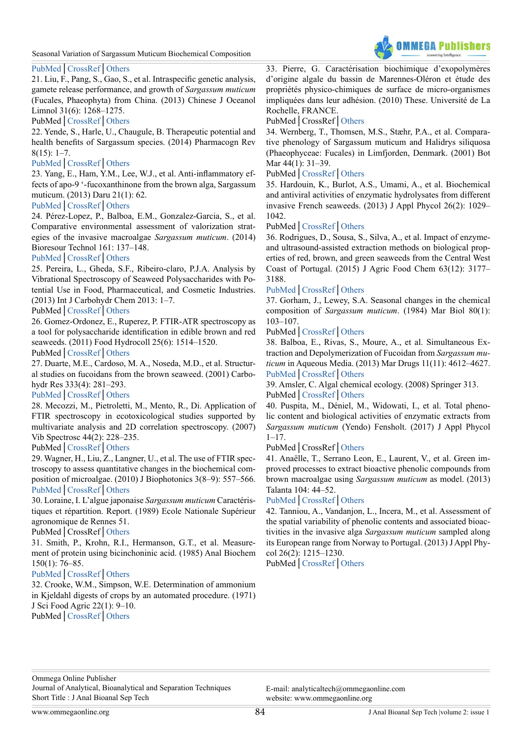PubMed | CrossRef | Others

21. Liu, F., Pang, S., Gao, S., et al. Intraspecific genetic analysis, gamete release performance, and growth of *Sargassum muticum* (Fucales, Phaeophyta) from China. (2013) Chinese J Oceanol Limnol 31(6): 1268–1275.
PubMed | CrossRef | Others

22. Yende, S., Harle, U., Chaugule, B. Therapeutic potential and health benefits of Sargassum species. (2014) Pharmacogn Rev 8(15): 1–7.
PubMed | CrossRef | Others

23. Yang, E., Ham, Y.M., Lee, W.J., et al. Anti-inflammatory effects of apo-9 '-fucoxanthinone from the brown alga, Sargassum muticum. (2013) Daru 21(1): 62.
PubMed | CrossRef | Others

24. Pérez-Lopez, P., Balboa, E.M., Gonzalez-Garcia, S., et al. Comparative environmental assessment of valorization strategies of the invasive macroalgae *Sargassum muticum*. (2014) Bioresour Technol 161: 137–148.
PubMed | CrossRef | Others

25. Pereira, L., Gheda, S.F., Ribeiro-claro, P.J.A. Analysis by Vibrational Spectroscopy of Seaweed Polysaccharides with Potential Use in Food, Pharmaceutical, and Cosmetic Industries. (2013) Int J Carbohydr Chem 2013: 1–7.
PubMed | CrossRef | Others

26. Gomez-Ordonez, E., Ruperez, P. FTIR-ATR spectroscopy as a tool for polysaccharide identification in edible brown and red seaweeds. (2011) Food Hydrocoll 25(6): 1514–1520.
PubMed | CrossRef | Others

27. Duarte, M.E., Cardoso, M. A., Noseda, M.D., et al. Structural studies on fucoidans from the brown seaweed. (2001) Carbohydr Res 333(4): 281–293.
PubMed | CrossRef | Others

28. Mecozzi, M., Pietroletti, M., Mento, R., Di. Application of FTIR spectroscopy in ecotoxicological studies supported by multivariate analysis and 2D correlation spectroscopy. (2007) Vib Spectrosc 44(2): 228–235.
PubMed | CrossRef | Others

29. Wagner, H., Liu, Z., Langner, U., et al. The use of FTIR spectroscopy to assess quantitative changes in the biochemical composition of microalgae. (2010) J Biophotonics 3(8–9): 557–566.
PubMed | CrossRef | Others

30. Loraine, I. L'algue japonaise *Sargassum muticum* Caractéristiques et répartition. Report. (1989) Ecole Nationale Supérieur agronomique de Rennes 51.
PubMed | CrossRef | Others

31. Smith, P., Krohn, R.I., Hermanson, G.T., et al. Measurement of protein using bicinchoninic acid. (1985) Anal Biochem 150(1): 76–85.
PubMed | CrossRef | Others

32. Crooke, W.M., Simpson, W.E. Determination of ammonium in Kjeldahl digests of crops by an automated procedure. (1971) J Sci Food Agric 22(1): 9–10.
PubMed | CrossRef | Others

33. Pierre, G. Caractérisation biochimique d'exopolymères d'origine algale du bassin de Marennes-Oléron et étude des propriétés physico-chimiques de surface de micro-organismes impliquées dans leur adhésion. (2010) These. Université de La Rochelle, FRANCE.
PubMed | CrossRef | Others

34. Wernberg, T., Thomsen, M.S., Stæhr, P.A., et al. Comparative phenology of Sargassum muticum and Halidrys siliquosa (Phaeophyceae: Fucales) in Limfjorden, Denmark. (2001) Bot Mar 44(1): 31–39.
PubMed | CrossRef | Others

35. Hardouin, K., Burlot, A.S., Umami, A., et al. Biochemical and antiviral activities of enzymatic hydrolysates from different invasive French seaweeds. (2013) J Appl Phycol 26(2): 1029–1042.
PubMed | CrossRef | Others

36. Rodrigues, D., Sousa, S., Silva, A., et al. Impact of enzyme- and ultrasound-assisted extraction methods on biological properties of red, brown, and green seaweeds from the Central West Coast of Portugal. (2015) J Agric Food Chem 63(12): 3177–3188.
PubMed | CrossRef | Others

37. Gorham, J., Lewey, S.A. Seasonal changes in the chemical composition of *Sargassum muticum*. (1984) Mar Biol 80(1): 103–107.
PubMed | CrossRef | Others

38. Balboa, E., Rivas, S., Moure, A., et al. Simultaneous Extraction and Depolymerization of Fucoidan from *Sargassum muticum* in Aqueous Media. (2013) Mar Drugs 11(11): 4612–4627.
PubMed | CrossRef | Others

39. Amsler, C. Algal chemical ecology. (2008) Springer 313.
PubMed | CrossRef | Others

40. Puspita, M., Déniel, M., Widowati, I., et al. Total phenolic content and biological activities of enzymatic extracts from *Sargassum muticum* (Yendo) Fensholt. (2017) J Appl Phycol 1–17.
PubMed | CrossRef | Others

41. Anaëlle, T., Serrano Leon, E., Laurent, V., et al. Green improved processes to extract bioactive phenolic compounds from brown macroalgae using *Sargassum muticum* as model. (2013) Talanta 104: 44–52.
PubMed | CrossRef | Others

42. Tanniou, A., Vandanjon, L., Incera, M., et al. Assessment of the spatial variability of phenolic contents and associated bioactivities in the invasive alga *Sargassum muticum* sampled along its European range from Norway to Portugal. (2013) J Appl Phycol 26(2): 1215–1230.
PubMed | CrossRef | Others